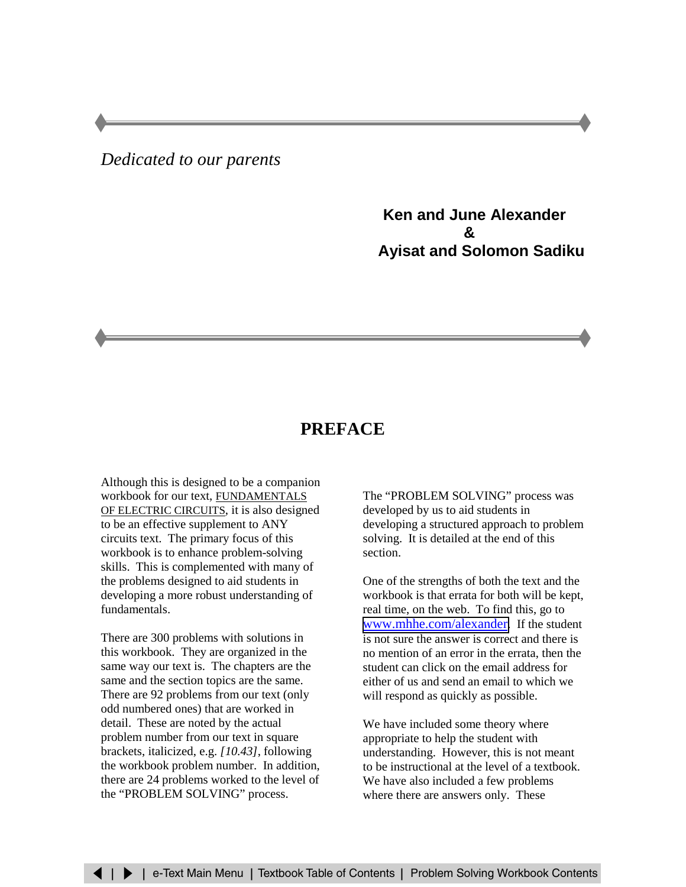*Dedicated to our parents*

**Ken and June Alexander**
**&**
**Ayisat and Solomon Sadiku**

# PREFACE

Although this is designed to be a companion workbook for our text, FUNDAMENTALS OF ELECTRIC CIRCUITS, it is also designed to be an effective supplement to ANY circuits text. The primary focus of this workbook is to enhance problem-solving skills. This is complemented with many of the problems designed to aid students in developing a more robust understanding of fundamentals.

There are 300 problems with solutions in this workbook. They are organized in the same way our text is. The chapters are the same and the section topics are the same. There are 92 problems from our text (only odd numbered ones) that are worked in detail. These are noted by the actual problem number from our text in square brackets, italicized, e.g. *[10.43]*, following the workbook problem number. In addition, there are 24 problems worked to the level of the "PROBLEM SOLVING" process.

The "PROBLEM SOLVING" process was developed by us to aid students in developing a structured approach to problem solving. It is detailed at the end of this section.

One of the strengths of both the text and the workbook is that errata for both will be kept, real time, on the web. To find this, go to www.mhhe.com/alexander. If the student is not sure the answer is correct and there is no mention of an error in the errata, then the student can click on the email address for either of us and send an email to which we will respond as quickly as possible.

We have included some theory where appropriate to help the student with understanding. However, this is not meant to be instructional at the level of a textbook. We have also included a few problems where there are answers only. These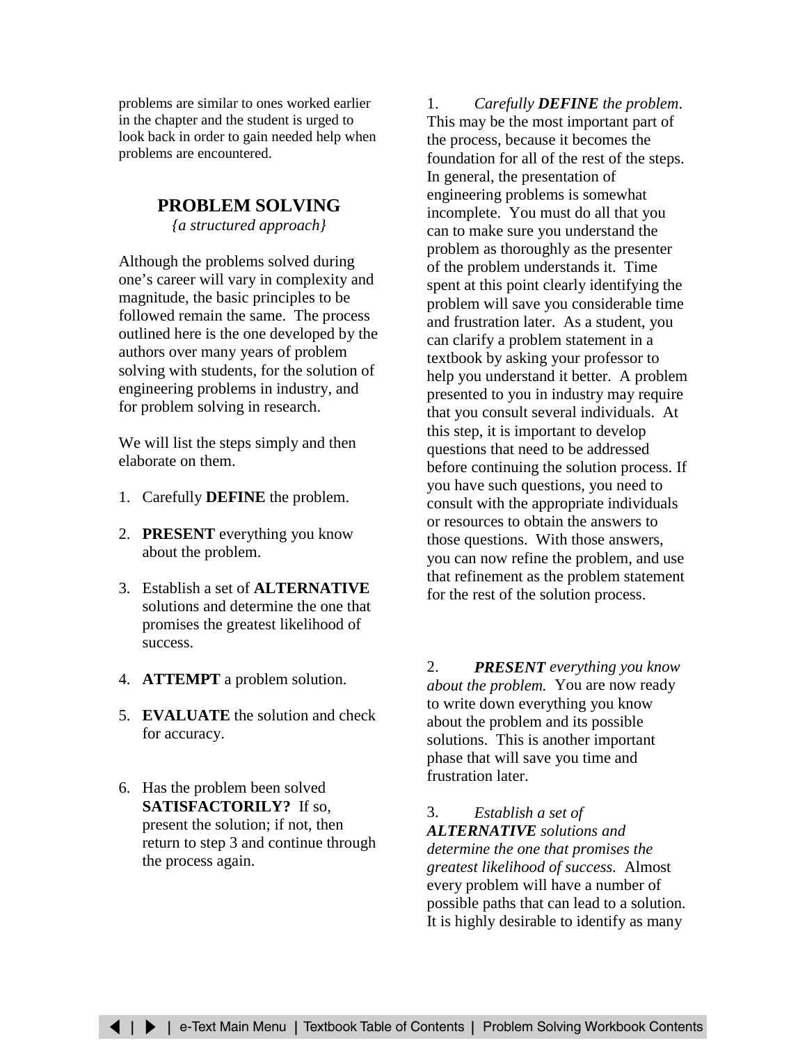problems are similar to ones worked earlier in the chapter and the student is urged to look back in order to gain needed help when problems are encountered.

## PROBLEM SOLVING

*{a structured approach}*

Although the problems solved during one's career will vary in complexity and magnitude, the basic principles to be followed remain the same. The process outlined here is the one developed by the authors over many years of problem solving with students, for the solution of engineering problems in industry, and for problem solving in research.

We will list the steps simply and then elaborate on them.

1. Carefully **DEFINE** the problem.
2. **PRESENT** everything you know about the problem.
3. Establish a set of **ALTERNATIVE** solutions and determine the one that promises the greatest likelihood of success.
4. **ATTEMPT** a problem solution.
5. **EVALUATE** the solution and check for accuracy.
6. Has the problem been solved **SATISFACTORILY?** If so, present the solution; if not, then return to step 3 and continue through the process again.

1. *Carefully **DEFINE** the problem.* This may be the most important part of the process, because it becomes the foundation for all of the rest of the steps. In general, the presentation of engineering problems is somewhat incomplete. You must do all that you can to make sure you understand the problem as thoroughly as the presenter of the problem understands it. Time spent at this point clearly identifying the problem will save you considerable time and frustration later. As a student, you can clarify a problem statement in a textbook by asking your professor to help you understand it better. A problem presented to you in industry may require that you consult several individuals. At this step, it is important to develop questions that need to be addressed before continuing the solution process. If you have such questions, you need to consult with the appropriate individuals or resources to obtain the answers to those questions. With those answers, you can now refine the problem, and use that refinement as the problem statement for the rest of the solution process.

2. ***PRESENT** everything you know about the problem.* You are now ready to write down everything you know about the problem and its possible solutions. This is another important phase that will save you time and frustration later.

3. *Establish a set of **ALTERNATIVE** solutions and determine the one that promises the greatest likelihood of success.* Almost every problem will have a number of possible paths that can lead to a solution. It is highly desirable to identify as many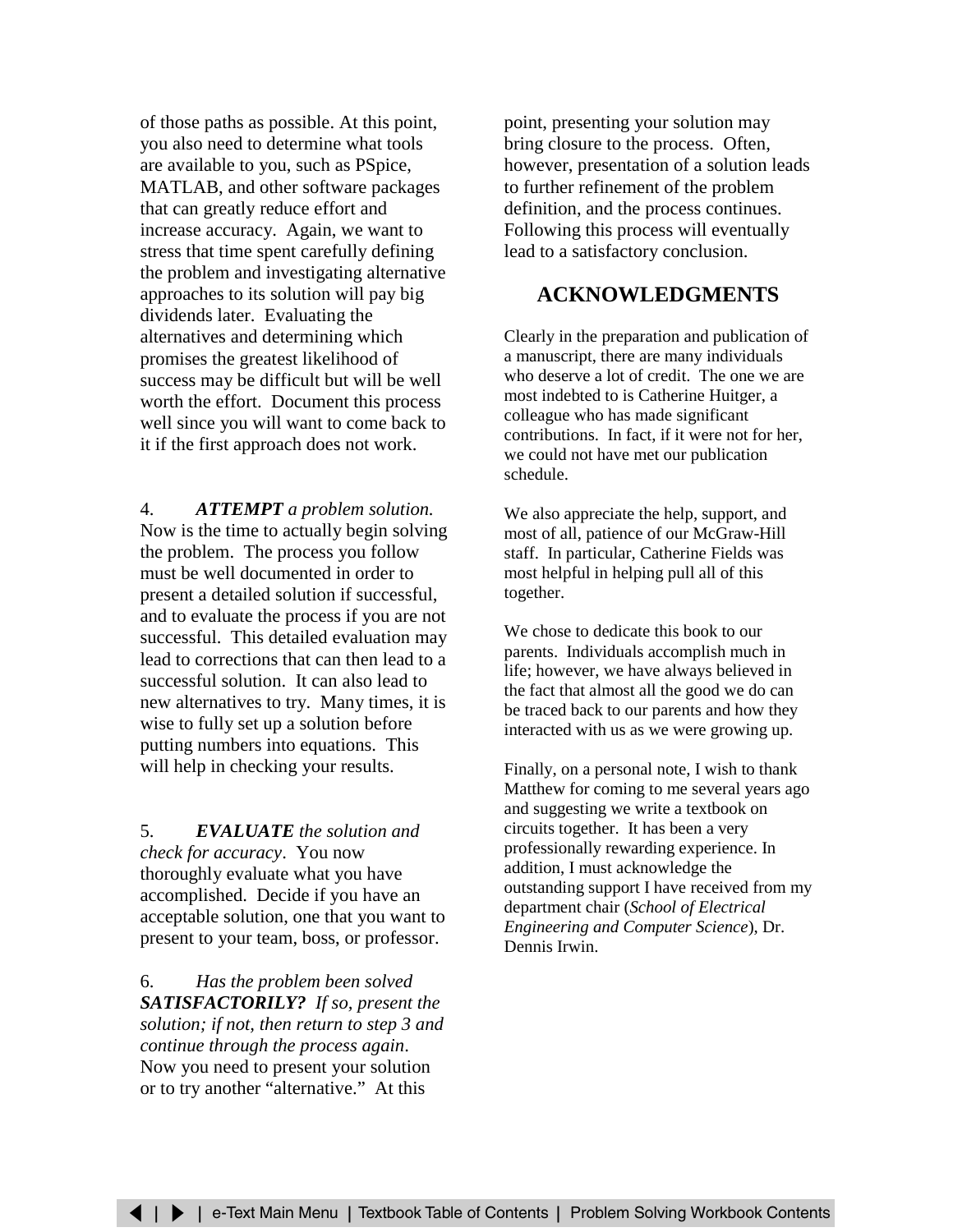of those paths as possible. At this point, you also need to determine what tools are available to you, such as PSpice, MATLAB, and other software packages that can greatly reduce effort and increase accuracy. Again, we want to stress that time spent carefully defining the problem and investigating alternative approaches to its solution will pay big dividends later. Evaluating the alternatives and determining which promises the greatest likelihood of success may be difficult but will be well worth the effort. Document this process well since you will want to come back to it if the first approach does not work.

4. ***ATTEMPT*** *a problem solution.* Now is the time to actually begin solving the problem. The process you follow must be well documented in order to present a detailed solution if successful, and to evaluate the process if you are not successful. This detailed evaluation may lead to corrections that can then lead to a successful solution. It can also lead to new alternatives to try. Many times, it is wise to fully set up a solution before putting numbers into equations. This will help in checking your results.

5. ***EVALUATE*** *the solution and check for accuracy*. You now thoroughly evaluate what you have accomplished. Decide if you have an acceptable solution, one that you want to present to your team, boss, or professor.

6. *Has the problem been solved* ***SATISFACTORILY?*** *If so, present the solution; if not, then return to step 3 and continue through the process again*. Now you need to present your solution or to try another "alternative." At this point, presenting your solution may bring closure to the process. Often, however, presentation of a solution leads to further refinement of the problem definition, and the process continues. Following this process will eventually lead to a satisfactory conclusion.

## ACKNOWLEDGMENTS

Clearly in the preparation and publication of a manuscript, there are many individuals who deserve a lot of credit. The one we are most indebted to is Catherine Huitger, a colleague who has made significant contributions. In fact, if it were not for her, we could not have met our publication schedule.

We also appreciate the help, support, and most of all, patience of our McGraw-Hill staff. In particular, Catherine Fields was most helpful in helping pull all of this together.

We chose to dedicate this book to our parents. Individuals accomplish much in life; however, we have always believed in the fact that almost all the good we do can be traced back to our parents and how they interacted with us as we were growing up.

Finally, on a personal note, I wish to thank Matthew for coming to me several years ago and suggesting we write a textbook on circuits together. It has been a very professionally rewarding experience. In addition, I must acknowledge the outstanding support I have received from my department chair (*School of Electrical Engineering and Computer Science*), Dr. Dennis Irwin.